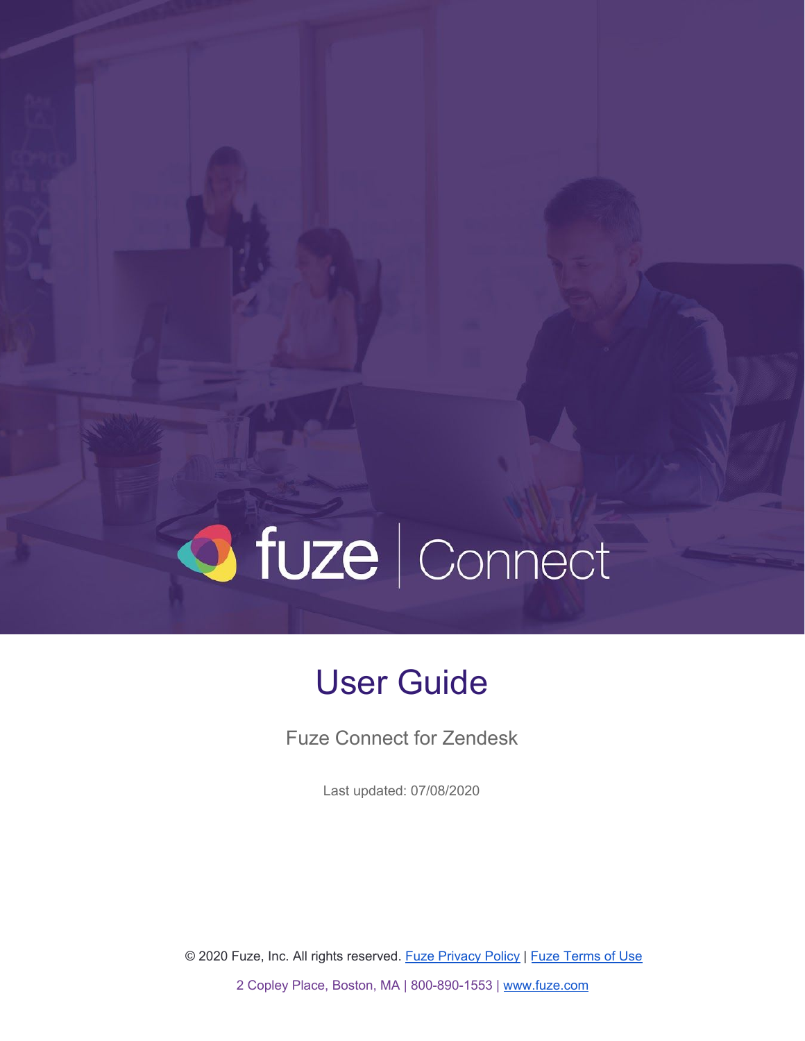fuze | Connect

# User Guide

Fuze Connect for Zendesk

Last updated: 07/08/2020

© 2020 Fuze, Inc. All rights reserved. Fuze Privacy Policy | Fuze Terms of Use

2 Copley Place, Boston, MA | 800-890-1553 | www.fuze.com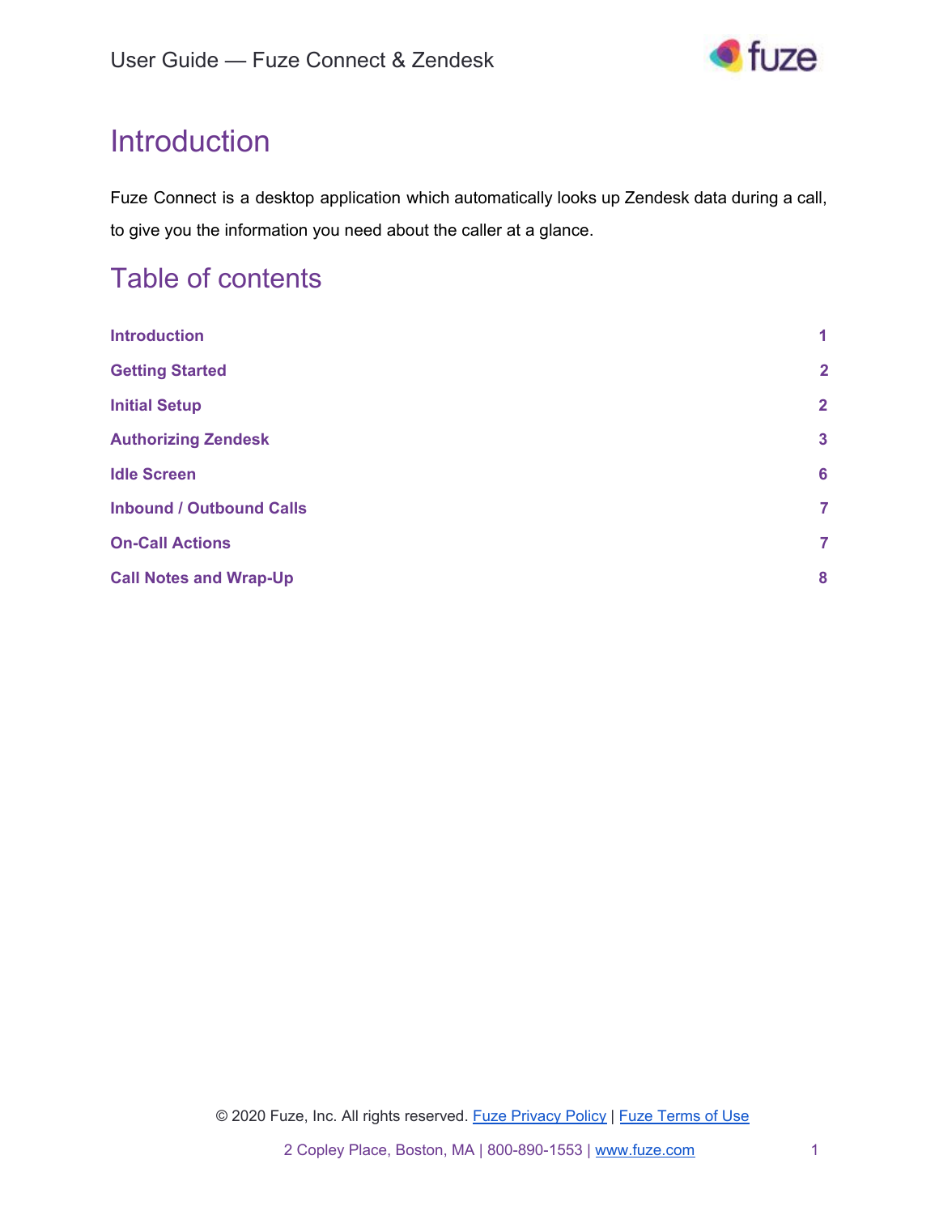# Introduction

Fuze Connect is a desktop application which automatically looks up Zendesk data during a call, to give you the information you need about the caller at a glance.

# Table of contents

| | |
|---|---|
| **Introduction** | **1** |
| **Getting Started** | **2** |
| **Initial Setup** | **2** |
| **Authorizing Zendesk** | **3** |
| **Idle Screen** | **6** |
| **Inbound / Outbound Calls** | **7** |
| **On-Call Actions** | **7** |
| **Call Notes and Wrap-Up** | **8** |

© 2020 Fuze, Inc. All rights reserved. Fuze Privacy Policy | Fuze Terms of Use

2 Copley Place, Boston, MA | 800-890-1553 | www.fuze.com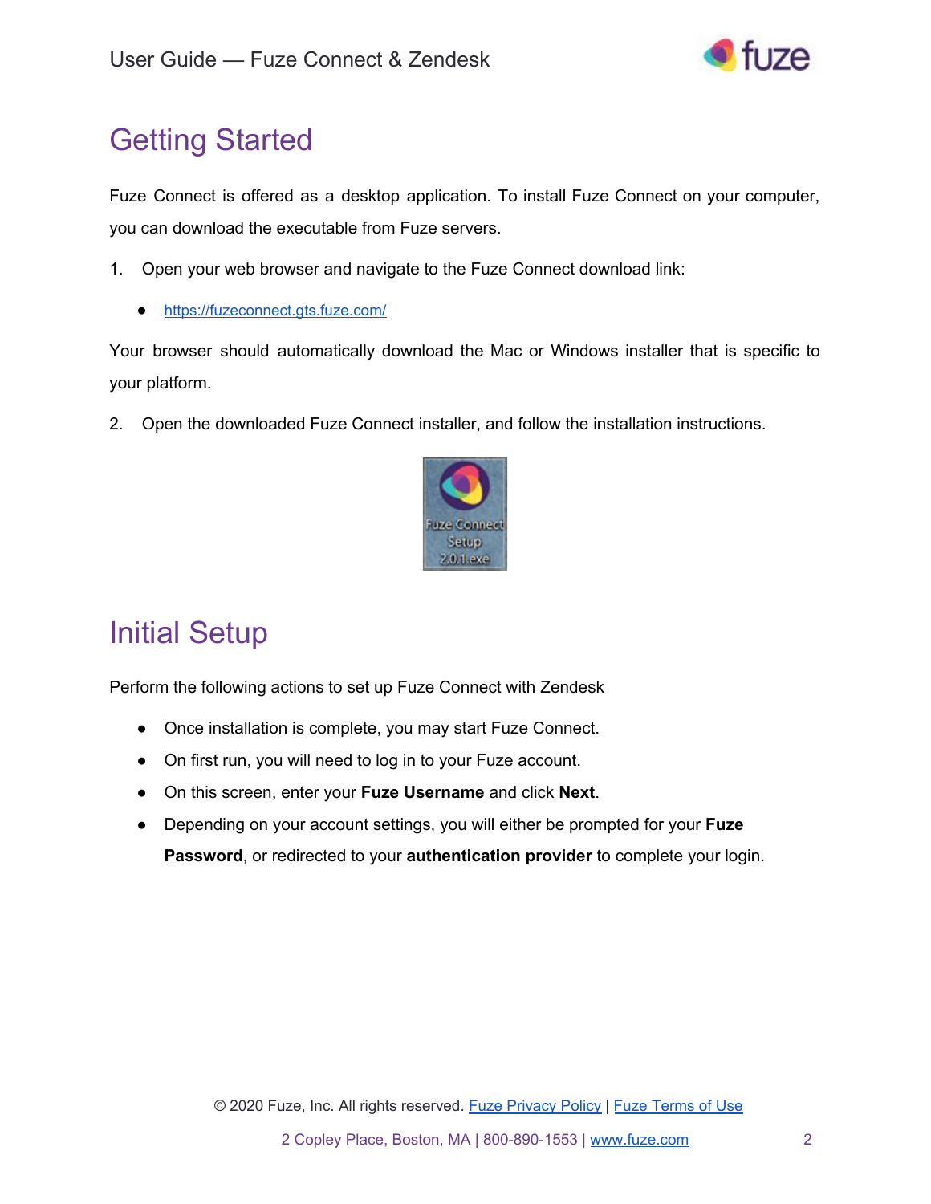# Getting Started

Fuze Connect is offered as a desktop application. To install Fuze Connect on your computer, you can download the executable from Fuze servers.

1. Open your web browser and navigate to the Fuze Connect download link:

   - https://fuzeconnect.gts.fuze.com/

Your browser should automatically download the Mac or Windows installer that is specific to your platform.

2. Open the downloaded Fuze Connect installer, and follow the installation instructions.

# Initial Setup

Perform the following actions to set up Fuze Connect with Zendesk

- Once installation is complete, you may start Fuze Connect.
- On first run, you will need to log in to your Fuze account.
- On this screen, enter your **Fuze Username** and click **Next**.
- Depending on your account settings, you will either be prompted for your **Fuze Password**, or redirected to your **authentication provider** to complete your login.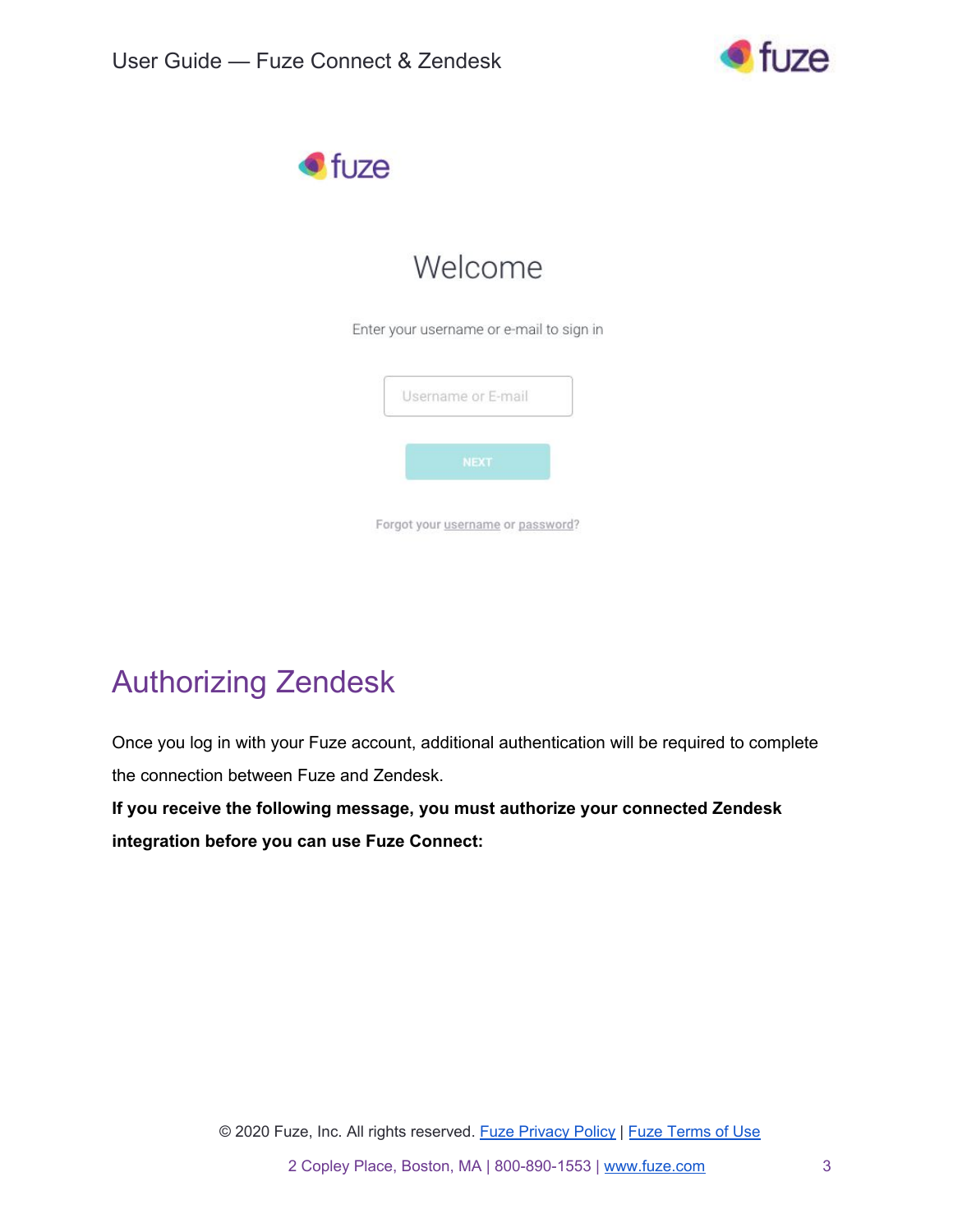## Authorizing Zendesk

Once you log in with your Fuze account, additional authentication will be required to complete the connection between Fuze and Zendesk.

**If you receive the following message, you must authorize your connected Zendesk integration before you can use Fuze Connect:**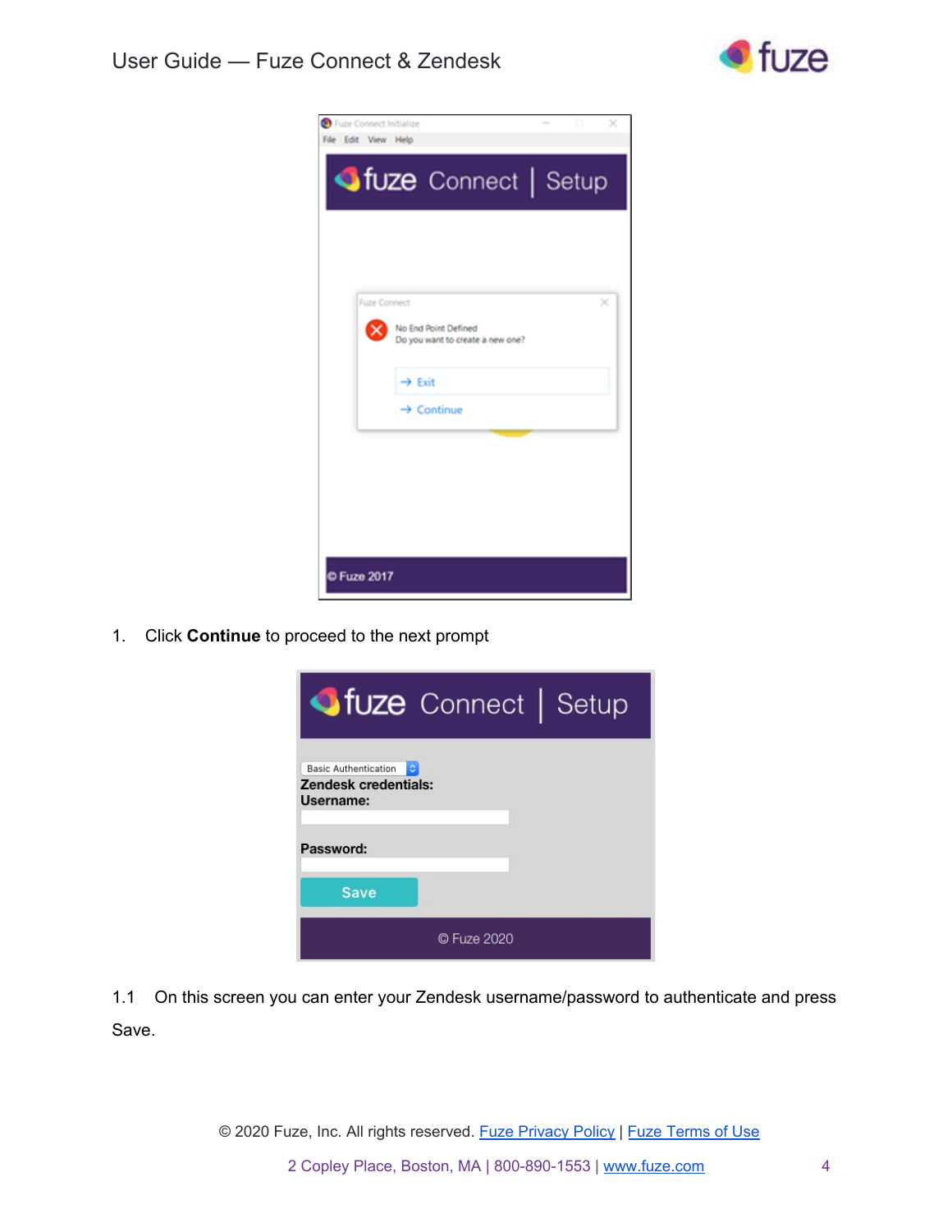1. Click **Continue** to proceed to the next prompt

1.1 On this screen you can enter your Zendesk username/password to authenticate and press Save.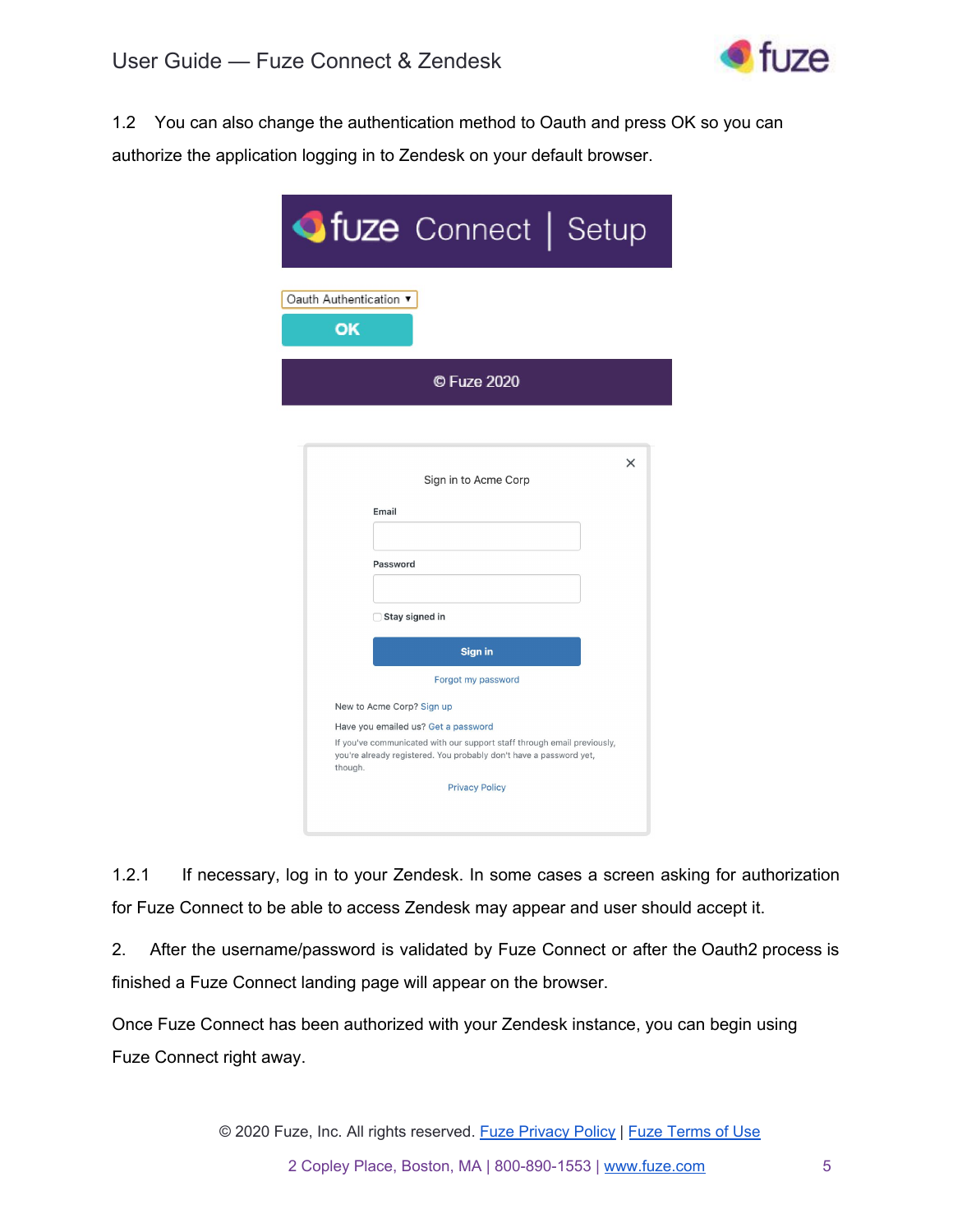1.2 You can also change the authentication method to Oauth and press OK so you can authorize the application logging in to Zendesk on your default browser.

1.2.1 If necessary, log in to your Zendesk. In some cases a screen asking for authorization for Fuze Connect to be able to access Zendesk may appear and user should accept it.

2. After the username/password is validated by Fuze Connect or after the Oauth2 process is finished a Fuze Connect landing page will appear on the browser.

Once Fuze Connect has been authorized with your Zendesk instance, you can begin using Fuze Connect right away.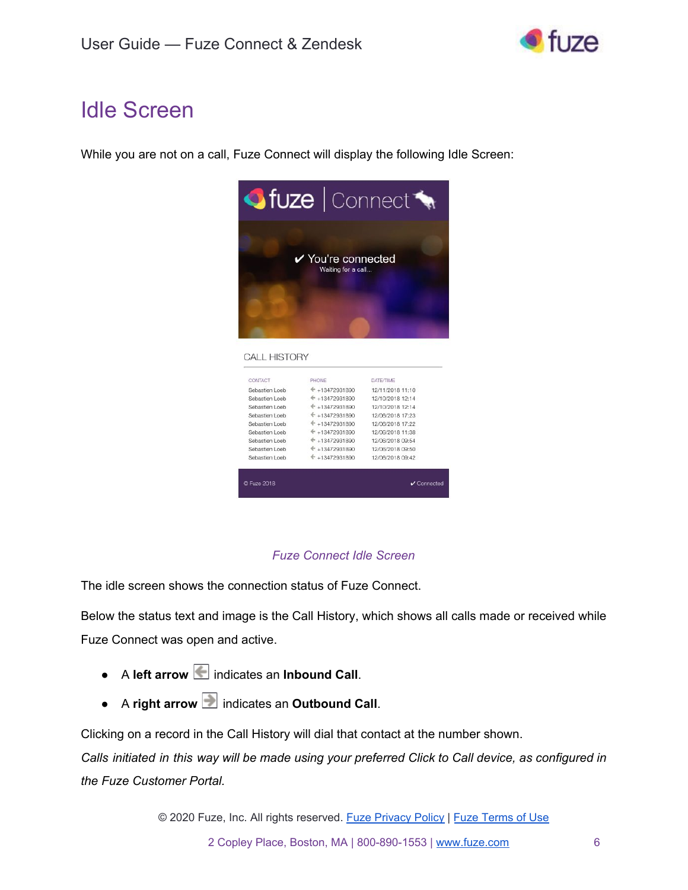# Idle Screen

While you are not on a call, Fuze Connect will display the following Idle Screen:

*Fuze Connect Idle Screen*

The idle screen shows the connection status of Fuze Connect.

Below the status text and image is the Call History, which shows all calls made or received while Fuze Connect was open and active.

- A **left arrow** indicates an **Inbound Call**.
- A **right arrow** indicates an **Outbound Call**.

Clicking on a record in the Call History will dial that contact at the number shown.
*Calls initiated in this way will be made using your preferred Click to Call device, as configured in the Fuze Customer Portal.*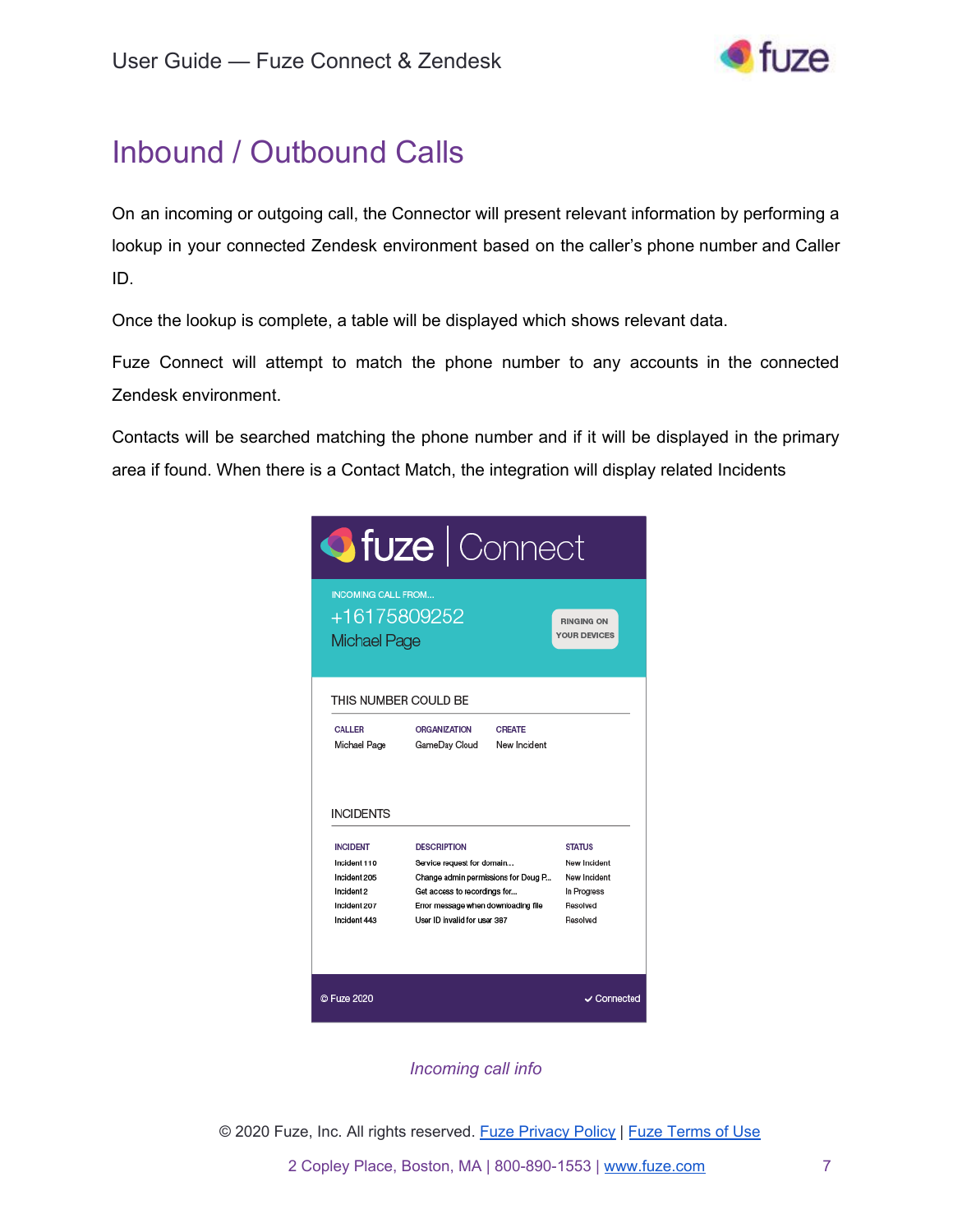# Inbound / Outbound Calls

On an incoming or outgoing call, the Connector will present relevant information by performing a lookup in your connected Zendesk environment based on the caller's phone number and Caller ID.

Once the lookup is complete, a table will be displayed which shows relevant data.

Fuze Connect will attempt to match the phone number to any accounts in the connected Zendesk environment.

Contacts will be searched matching the phone number and if it will be displayed in the primary area if found. When there is a Contact Match, the integration will display related Incidents

*Incoming call info*

© 2020 Fuze, Inc. All rights reserved. Fuze Privacy Policy | Fuze Terms of Use

2 Copley Place, Boston, MA | 800-890-1553 | www.fuze.com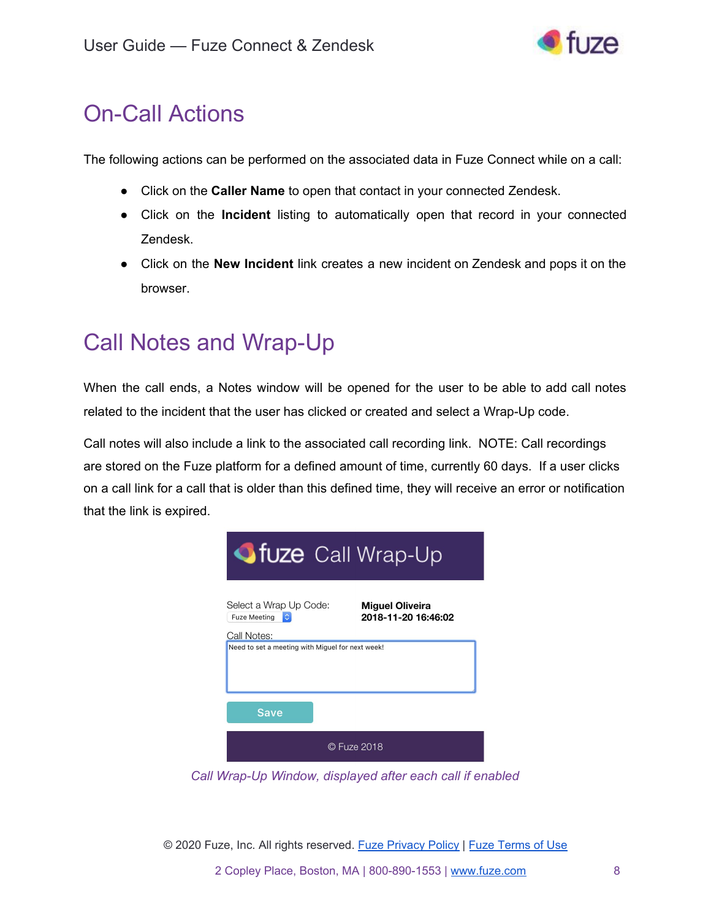## On-Call Actions

The following actions can be performed on the associated data in Fuze Connect while on a call:

- Click on the **Caller Name** to open that contact in your connected Zendesk.
- Click on the **Incident** listing to automatically open that record in your connected Zendesk.
- Click on the **New Incident** link creates a new incident on Zendesk and pops it on the browser.

## Call Notes and Wrap-Up

When the call ends, a Notes window will be opened for the user to be able to add call notes related to the incident that the user has clicked or created and select a Wrap-Up code.

Call notes will also include a link to the associated call recording link. NOTE: Call recordings are stored on the Fuze platform for a defined amount of time, currently 60 days. If a user clicks on a call link for a call that is older than this defined time, they will receive an error or notification that the link is expired.

*Call Wrap-Up Window, displayed after each call if enabled*

© 2020 Fuze, Inc. All rights reserved. [Fuze Privacy Policy](#) | [Fuze Terms of Use](#)

2 Copley Place, Boston, MA | 800-890-1553 | [www.fuze.com](#)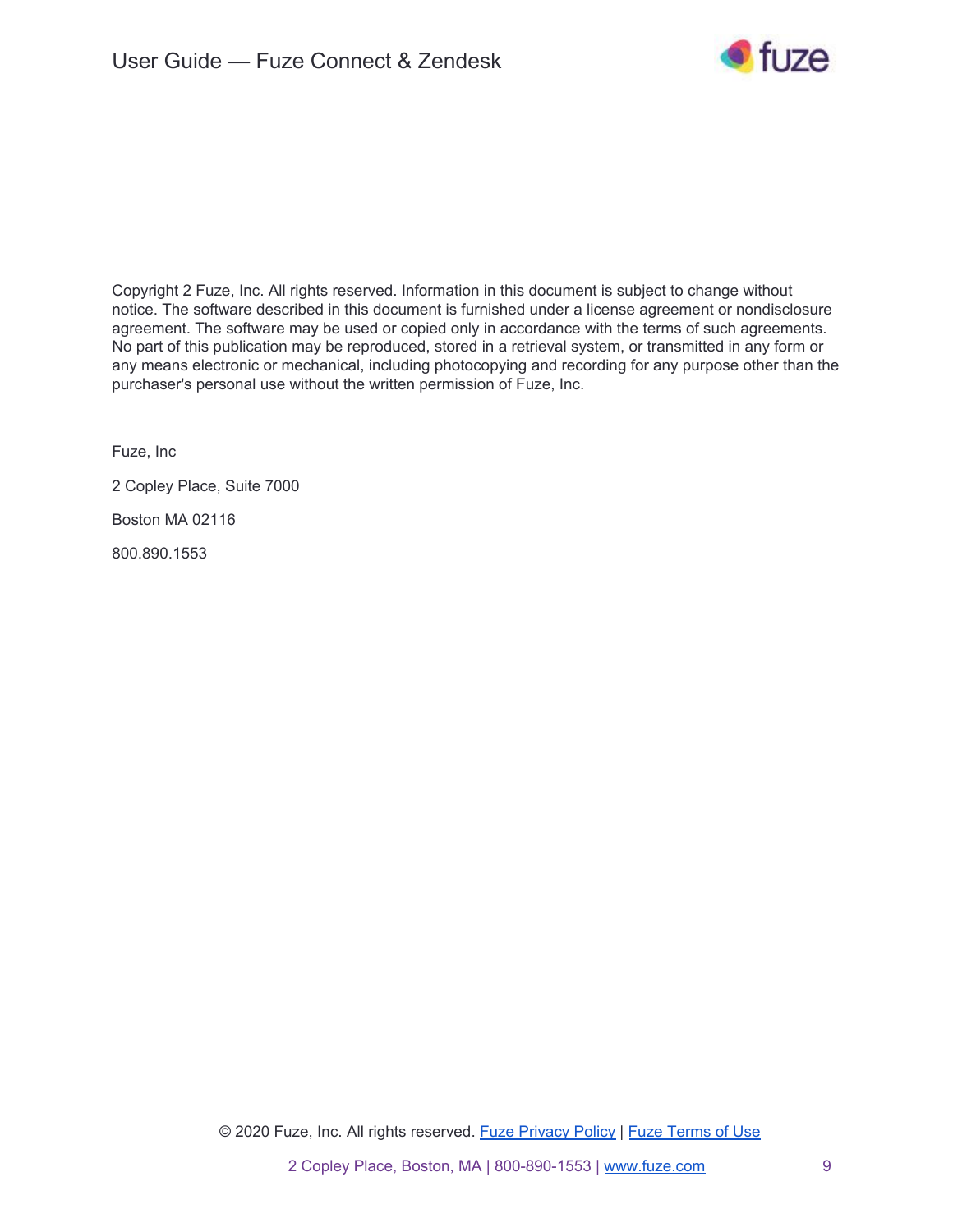Copyright 2 Fuze, Inc. All rights reserved. Information in this document is subject to change without notice. The software described in this document is furnished under a license agreement or nondisclosure agreement. The software may be used or copied only in accordance with the terms of such agreements. No part of this publication may be reproduced, stored in a retrieval system, or transmitted in any form or any means electronic or mechanical, including photocopying and recording for any purpose other than the purchaser's personal use without the written permission of Fuze, Inc.

Fuze, Inc

2 Copley Place, Suite 7000

Boston MA 02116

800.890.1553